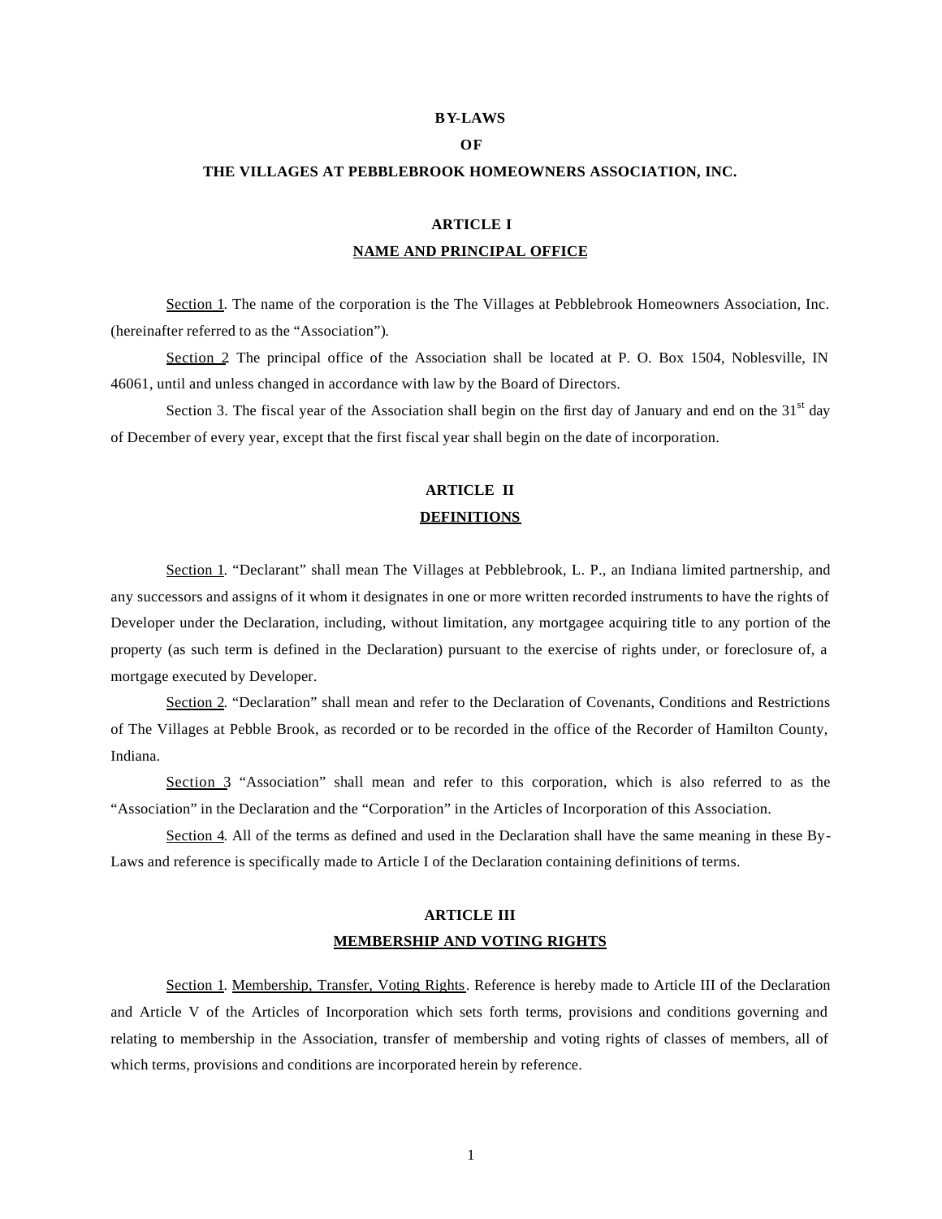# BY-LAWS

# OF

# THE VILLAGES AT PEBBLEBROOK HOMEOWNERS ASSOCIATION, INC.

## ARTICLE I

## NAME AND PRINCIPAL OFFICE

Section 1. The name of the corporation is the The Villages at Pebblebrook Homeowners Association, Inc. (hereinafter referred to as the "Association").

Section 2 The principal office of the Association shall be located at P. O. Box 1504, Noblesville, IN 46061, until and unless changed in accordance with law by the Board of Directors.

Section 3. The fiscal year of the Association shall begin on the first day of January and end on the 31st day of December of every year, except that the first fiscal year shall begin on the date of incorporation.

## ARTICLE II

## DEFINITIONS

Section 1. "Declarant" shall mean The Villages at Pebblebrook, L. P., an Indiana limited partnership, and any successors and assigns of it whom it designates in one or more written recorded instruments to have the rights of Developer under the Declaration, including, without limitation, any mortgagee acquiring title to any portion of the property (as such term is defined in the Declaration) pursuant to the exercise of rights under, or foreclosure of, a mortgage executed by Developer.

Section 2. "Declaration" shall mean and refer to the Declaration of Covenants, Conditions and Restrictions of The Villages at Pebble Brook, as recorded or to be recorded in the office of the Recorder of Hamilton County, Indiana.

Section 3 "Association" shall mean and refer to this corporation, which is also referred to as the "Association" in the Declaration and the "Corporation" in the Articles of Incorporation of this Association.

Section 4. All of the terms as defined and used in the Declaration shall have the same meaning in these By-Laws and reference is specifically made to Article I of the Declaration containing definitions of terms.

## ARTICLE III

## MEMBERSHIP AND VOTING RIGHTS

Section 1. Membership, Transfer, Voting Rights. Reference is hereby made to Article III of the Declaration and Article V of the Articles of Incorporation which sets forth terms, provisions and conditions governing and relating to membership in the Association, transfer of membership and voting rights of classes of members, all of which terms, provisions and conditions are incorporated herein by reference.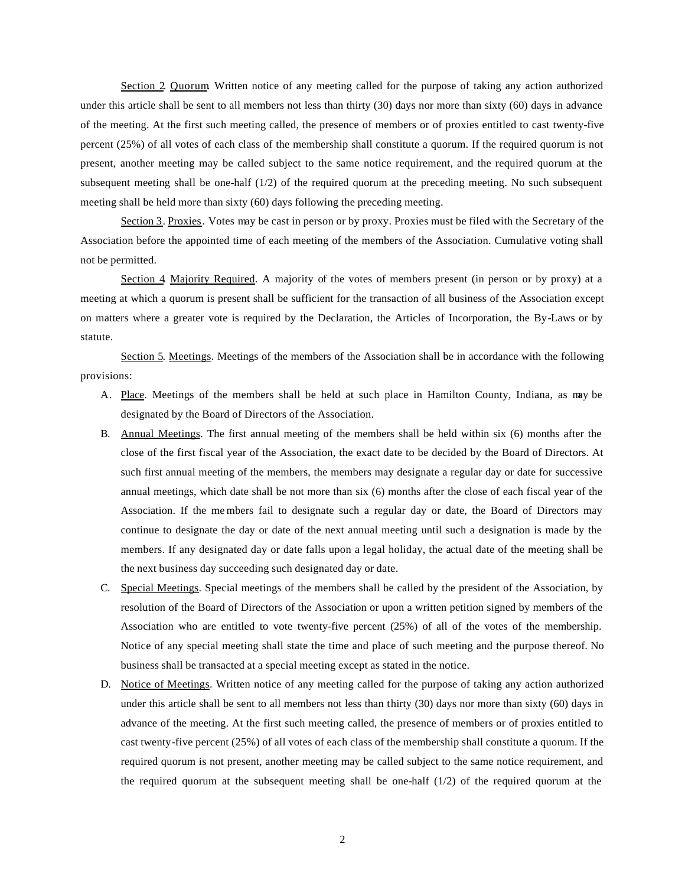Section 2. Quorum. Written notice of any meeting called for the purpose of taking any action authorized under this article shall be sent to all members not less than thirty (30) days nor more than sixty (60) days in advance of the meeting. At the first such meeting called, the presence of members or of proxies entitled to cast twenty-five percent (25%) of all votes of each class of the membership shall constitute a quorum. If the required quorum is not present, another meeting may be called subject to the same notice requirement, and the required quorum at the subsequent meeting shall be one-half (1/2) of the required quorum at the preceding meeting. No such subsequent meeting shall be held more than sixty (60) days following the preceding meeting.

Section 3. Proxies. Votes may be cast in person or by proxy. Proxies must be filed with the Secretary of the Association before the appointed time of each meeting of the members of the Association. Cumulative voting shall not be permitted.

Section 4. Majority Required. A majority of the votes of members present (in person or by proxy) at a meeting at which a quorum is present shall be sufficient for the transaction of all business of the Association except on matters where a greater vote is required by the Declaration, the Articles of Incorporation, the By-Laws or by statute.

Section 5. Meetings. Meetings of the members of the Association shall be in accordance with the following provisions:

A. Place. Meetings of the members shall be held at such place in Hamilton County, Indiana, as may be designated by the Board of Directors of the Association.

B. Annual Meetings. The first annual meeting of the members shall be held within six (6) months after the close of the first fiscal year of the Association, the exact date to be decided by the Board of Directors. At such first annual meeting of the members, the members may designate a regular day or date for successive annual meetings, which date shall be not more than six (6) months after the close of each fiscal year of the Association. If the members fail to designate such a regular day or date, the Board of Directors may continue to designate the day or date of the next annual meeting until such a designation is made by the members. If any designated day or date falls upon a legal holiday, the actual date of the meeting shall be the next business day succeeding such designated day or date.

C. Special Meetings. Special meetings of the members shall be called by the president of the Association, by resolution of the Board of Directors of the Association or upon a written petition signed by members of the Association who are entitled to vote twenty-five percent (25%) of all of the votes of the membership. Notice of any special meeting shall state the time and place of such meeting and the purpose thereof. No business shall be transacted at a special meeting except as stated in the notice.

D. Notice of Meetings. Written notice of any meeting called for the purpose of taking any action authorized under this article shall be sent to all members not less than thirty (30) days nor more than sixty (60) days in advance of the meeting. At the first such meeting called, the presence of members or of proxies entitled to cast twenty-five percent (25%) of all votes of each class of the membership shall constitute a quorum. If the required quorum is not present, another meeting may be called subject to the same notice requirement, and the required quorum at the subsequent meeting shall be one-half (1/2) of the required quorum at the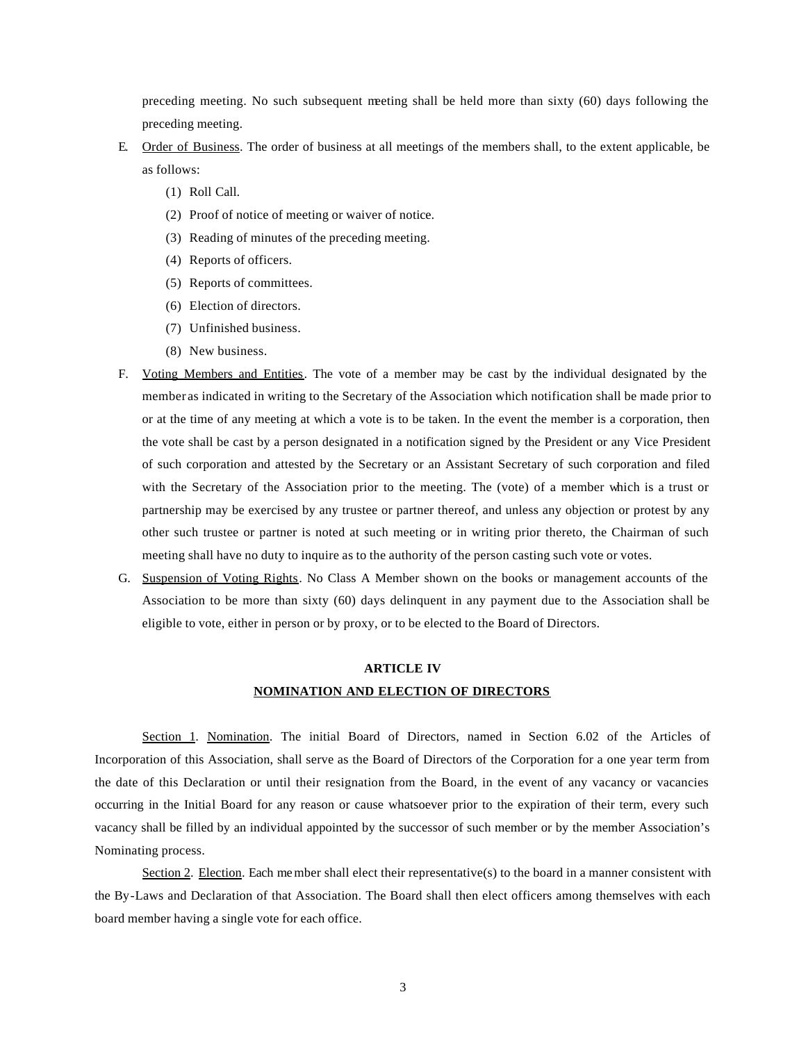preceding meeting. No such subsequent meeting shall be held more than sixty (60) days following the preceding meeting.

E. Order of Business. The order of business at all meetings of the members shall, to the extent applicable, be as follows:

   (1) Roll Call.

   (2) Proof of notice of meeting or waiver of notice.

   (3) Reading of minutes of the preceding meeting.

   (4) Reports of officers.

   (5) Reports of committees.

   (6) Election of directors.

   (7) Unfinished business.

   (8) New business.

F. Voting Members and Entities. The vote of a member may be cast by the individual designated by the member as indicated in writing to the Secretary of the Association which notification shall be made prior to or at the time of any meeting at which a vote is to be taken. In the event the member is a corporation, then the vote shall be cast by a person designated in a notification signed by the President or any Vice President of such corporation and attested by the Secretary or an Assistant Secretary of such corporation and filed with the Secretary of the Association prior to the meeting. The (vote) of a member which is a trust or partnership may be exercised by any trustee or partner thereof, and unless any objection or protest by any other such trustee or partner is noted at such meeting or in writing prior thereto, the Chairman of such meeting shall have no duty to inquire as to the authority of the person casting such vote or votes.

G. Suspension of Voting Rights. No Class A Member shown on the books or management accounts of the Association to be more than sixty (60) days delinquent in any payment due to the Association shall be eligible to vote, either in person or by proxy, or to be elected to the Board of Directors.

## ARTICLE IV
## NOMINATION AND ELECTION OF DIRECTORS

Section 1. Nomination. The initial Board of Directors, named in Section 6.02 of the Articles of Incorporation of this Association, shall serve as the Board of Directors of the Corporation for a one year term from the date of this Declaration or until their resignation from the Board, in the event of any vacancy or vacancies occurring in the Initial Board for any reason or cause whatsoever prior to the expiration of their term, every such vacancy shall be filled by an individual appointed by the successor of such member or by the member Association's Nominating process.

Section 2. Election. Each member shall elect their representative(s) to the board in a manner consistent with the By-Laws and Declaration of that Association. The Board shall then elect officers among themselves with each board member having a single vote for each office.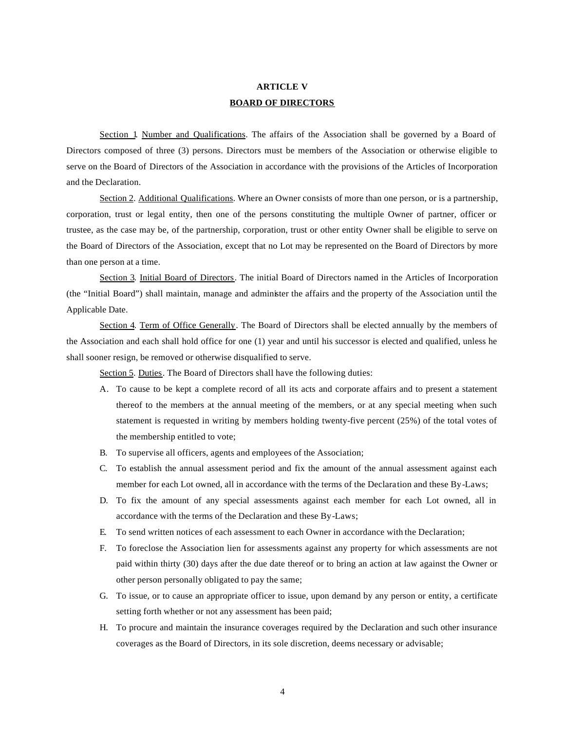# ARTICLE V

## BOARD OF DIRECTORS

Section 1. Number and Qualifications. The affairs of the Association shall be governed by a Board of Directors composed of three (3) persons. Directors must be members of the Association or otherwise eligible to serve on the Board of Directors of the Association in accordance with the provisions of the Articles of Incorporation and the Declaration.

Section 2. Additional Qualifications. Where an Owner consists of more than one person, or is a partnership, corporation, trust or legal entity, then one of the persons constituting the multiple Owner of partner, officer or trustee, as the case may be, of the partnership, corporation, trust or other entity Owner shall be eligible to serve on the Board of Directors of the Association, except that no Lot may be represented on the Board of Directors by more than one person at a time.

Section 3. Initial Board of Directors. The initial Board of Directors named in the Articles of Incorporation (the "Initial Board") shall maintain, manage and administer the affairs and the property of the Association until the Applicable Date.

Section 4. Term of Office Generally. The Board of Directors shall be elected annually by the members of the Association and each shall hold office for one (1) year and until his successor is elected and qualified, unless he shall sooner resign, be removed or otherwise disqualified to serve.

Section 5. Duties. The Board of Directors shall have the following duties:

A. To cause to be kept a complete record of all its acts and corporate affairs and to present a statement thereof to the members at the annual meeting of the members, or at any special meeting when such statement is requested in writing by members holding twenty-five percent (25%) of the total votes of the membership entitled to vote;

B. To supervise all officers, agents and employees of the Association;

C. To establish the annual assessment period and fix the amount of the annual assessment against each member for each Lot owned, all in accordance with the terms of the Declaration and these By-Laws;

D. To fix the amount of any special assessments against each member for each Lot owned, all in accordance with the terms of the Declaration and these By-Laws;

E. To send written notices of each assessment to each Owner in accordance with the Declaration;

F. To foreclose the Association lien for assessments against any property for which assessments are not paid within thirty (30) days after the due date thereof or to bring an action at law against the Owner or other person personally obligated to pay the same;

G. To issue, or to cause an appropriate officer to issue, upon demand by any person or entity, a certificate setting forth whether or not any assessment has been paid;

H. To procure and maintain the insurance coverages required by the Declaration and such other insurance coverages as the Board of Directors, in its sole discretion, deems necessary or advisable;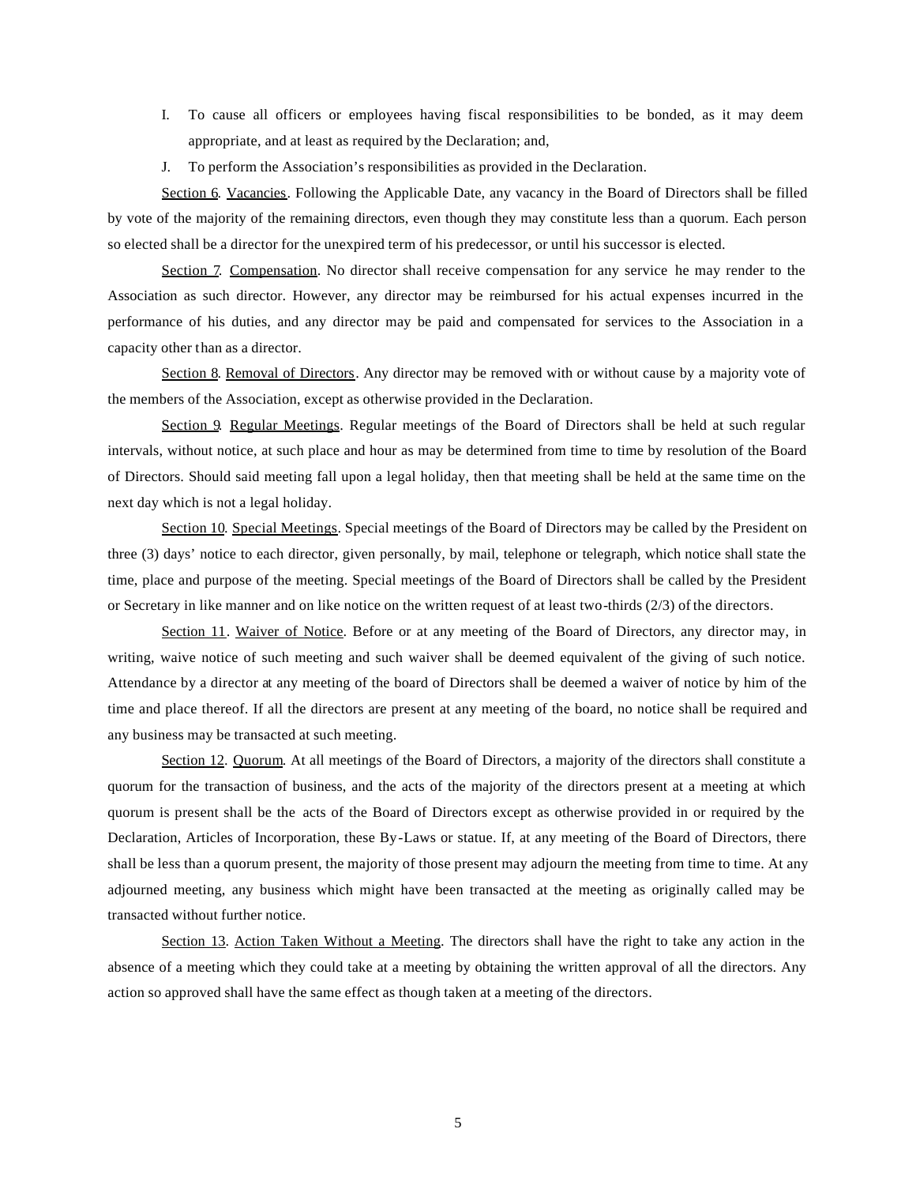I. To cause all officers or employees having fiscal responsibilities to be bonded, as it may deem appropriate, and at least as required by the Declaration; and,

J. To perform the Association's responsibilities as provided in the Declaration.

Section 6. Vacancies. Following the Applicable Date, any vacancy in the Board of Directors shall be filled by vote of the majority of the remaining directors, even though they may constitute less than a quorum. Each person so elected shall be a director for the unexpired term of his predecessor, or until his successor is elected.

Section 7. Compensation. No director shall receive compensation for any service he may render to the Association as such director. However, any director may be reimbursed for his actual expenses incurred in the performance of his duties, and any director may be paid and compensated for services to the Association in a capacity other than as a director.

Section 8. Removal of Directors. Any director may be removed with or without cause by a majority vote of the members of the Association, except as otherwise provided in the Declaration.

Section 9. Regular Meetings. Regular meetings of the Board of Directors shall be held at such regular intervals, without notice, at such place and hour as may be determined from time to time by resolution of the Board of Directors. Should said meeting fall upon a legal holiday, then that meeting shall be held at the same time on the next day which is not a legal holiday.

Section 10. Special Meetings. Special meetings of the Board of Directors may be called by the President on three (3) days' notice to each director, given personally, by mail, telephone or telegraph, which notice shall state the time, place and purpose of the meeting. Special meetings of the Board of Directors shall be called by the President or Secretary in like manner and on like notice on the written request of at least two-thirds (2/3) of the directors.

Section 11. Waiver of Notice. Before or at any meeting of the Board of Directors, any director may, in writing, waive notice of such meeting and such waiver shall be deemed equivalent of the giving of such notice. Attendance by a director at any meeting of the board of Directors shall be deemed a waiver of notice by him of the time and place thereof. If all the directors are present at any meeting of the board, no notice shall be required and any business may be transacted at such meeting.

Section 12. Quorum. At all meetings of the Board of Directors, a majority of the directors shall constitute a quorum for the transaction of business, and the acts of the majority of the directors present at a meeting at which quorum is present shall be the acts of the Board of Directors except as otherwise provided in or required by the Declaration, Articles of Incorporation, these By-Laws or statue. If, at any meeting of the Board of Directors, there shall be less than a quorum present, the majority of those present may adjourn the meeting from time to time. At any adjourned meeting, any business which might have been transacted at the meeting as originally called may be transacted without further notice.

Section 13. Action Taken Without a Meeting. The directors shall have the right to take any action in the absence of a meeting which they could take at a meeting by obtaining the written approval of all the directors. Any action so approved shall have the same effect as though taken at a meeting of the directors.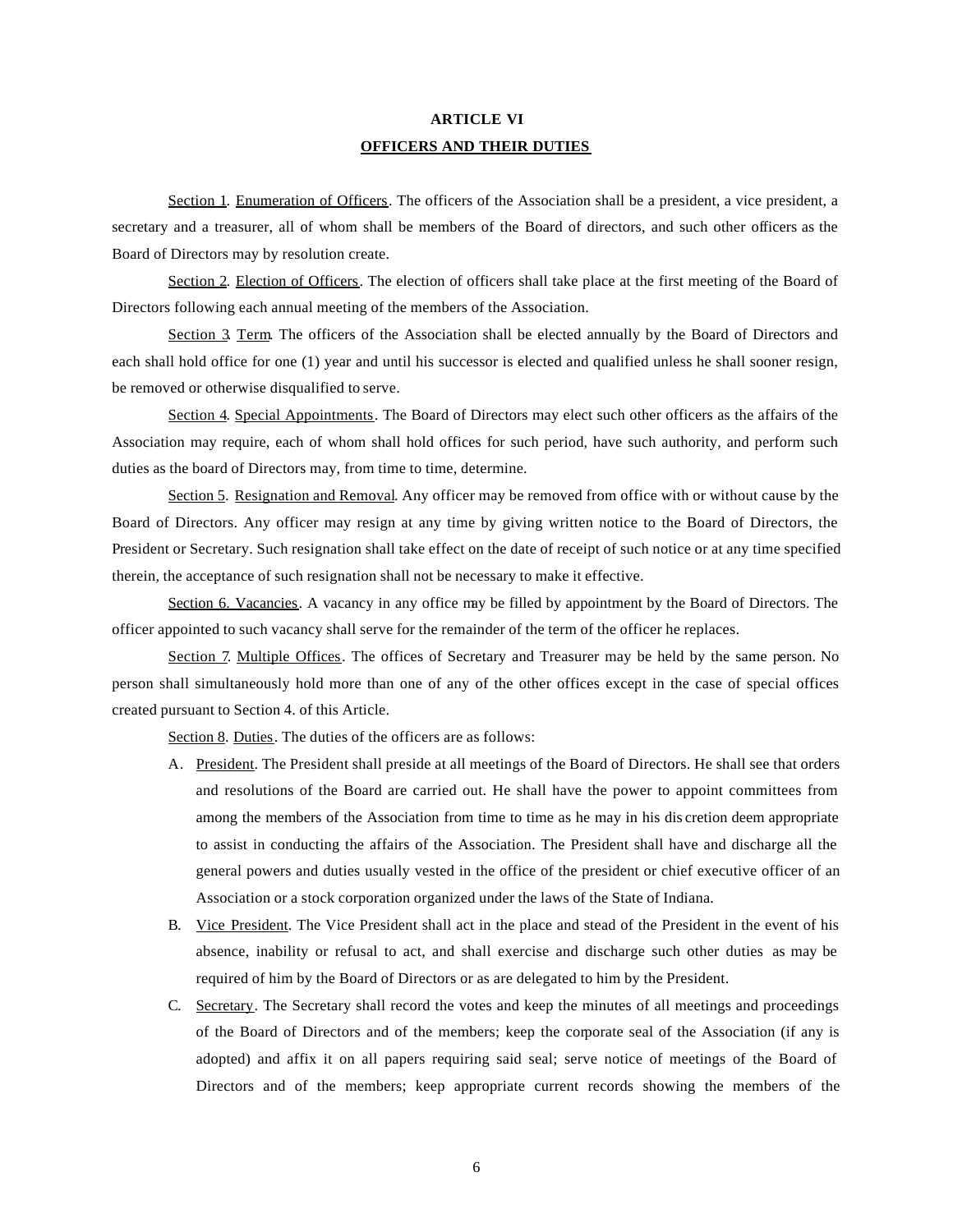## ARTICLE VI

## OFFICERS AND THEIR DUTIES

Section 1. Enumeration of Officers. The officers of the Association shall be a president, a vice president, a secretary and a treasurer, all of whom shall be members of the Board of directors, and such other officers as the Board of Directors may by resolution create.

Section 2. Election of Officers. The election of officers shall take place at the first meeting of the Board of Directors following each annual meeting of the members of the Association.

Section 3. Term. The officers of the Association shall be elected annually by the Board of Directors and each shall hold office for one (1) year and until his successor is elected and qualified unless he shall sooner resign, be removed or otherwise disqualified to serve.

Section 4. Special Appointments. The Board of Directors may elect such other officers as the affairs of the Association may require, each of whom shall hold offices for such period, have such authority, and perform such duties as the board of Directors may, from time to time, determine.

Section 5. Resignation and Removal. Any officer may be removed from office with or without cause by the Board of Directors. Any officer may resign at any time by giving written notice to the Board of Directors, the President or Secretary. Such resignation shall take effect on the date of receipt of such notice or at any time specified therein, the acceptance of such resignation shall not be necessary to make it effective.

Section 6. Vacancies. A vacancy in any office may be filled by appointment by the Board of Directors. The officer appointed to such vacancy shall serve for the remainder of the term of the officer he replaces.

Section 7. Multiple Offices. The offices of Secretary and Treasurer may be held by the same person. No person shall simultaneously hold more than one of any of the other offices except in the case of special offices created pursuant to Section 4. of this Article.

Section 8. Duties. The duties of the officers are as follows:

A. President. The President shall preside at all meetings of the Board of Directors. He shall see that orders and resolutions of the Board are carried out. He shall have the power to appoint committees from among the members of the Association from time to time as he may in his discretion deem appropriate to assist in conducting the affairs of the Association. The President shall have and discharge all the general powers and duties usually vested in the office of the president or chief executive officer of an Association or a stock corporation organized under the laws of the State of Indiana.

B. Vice President. The Vice President shall act in the place and stead of the President in the event of his absence, inability or refusal to act, and shall exercise and discharge such other duties as may be required of him by the Board of Directors or as are delegated to him by the President.

C. Secretary. The Secretary shall record the votes and keep the minutes of all meetings and proceedings of the Board of Directors and of the members; keep the corporate seal of the Association (if any is adopted) and affix it on all papers requiring said seal; serve notice of meetings of the Board of Directors and of the members; keep appropriate current records showing the members of the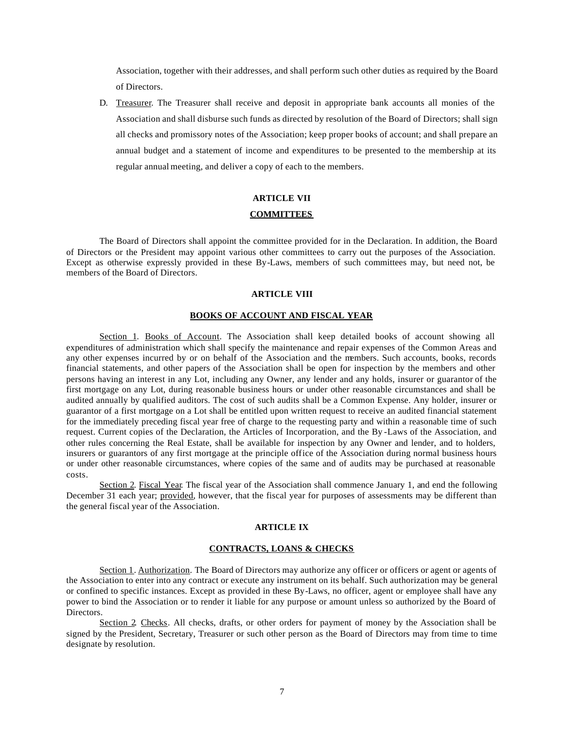Association, together with their addresses, and shall perform such other duties as required by the Board of Directors.

D. Treasurer. The Treasurer shall receive and deposit in appropriate bank accounts all monies of the Association and shall disburse such funds as directed by resolution of the Board of Directors; shall sign all checks and promissory notes of the Association; keep proper books of account; and shall prepare an annual budget and a statement of income and expenditures to be presented to the membership at its regular annual meeting, and deliver a copy of each to the members.

## ARTICLE VII

## COMMITTEES

The Board of Directors shall appoint the committee provided for in the Declaration. In addition, the Board of Directors or the President may appoint various other committees to carry out the purposes of the Association. Except as otherwise expressly provided in these By-Laws, members of such committees may, but need not, be members of the Board of Directors.

## ARTICLE VIII

## BOOKS OF ACCOUNT AND FISCAL YEAR

Section 1. Books of Account. The Association shall keep detailed books of account showing all expenditures of administration which shall specify the maintenance and repair expenses of the Common Areas and any other expenses incurred by or on behalf of the Association and the members. Such accounts, books, records financial statements, and other papers of the Association shall be open for inspection by the members and other persons having an interest in any Lot, including any Owner, any lender and any holds, insurer or guarantor of the first mortgage on any Lot, during reasonable business hours or under other reasonable circumstances and shall be audited annually by qualified auditors. The cost of such audits shall be a Common Expense. Any holder, insurer or guarantor of a first mortgage on a Lot shall be entitled upon written request to receive an audited financial statement for the immediately preceding fiscal year free of charge to the requesting party and within a reasonable time of such request. Current copies of the Declaration, the Articles of Incorporation, and the By-Laws of the Association, and other rules concerning the Real Estate, shall be available for inspection by any Owner and lender, and to holders, insurers or guarantors of any first mortgage at the principle office of the Association during normal business hours or under other reasonable circumstances, where copies of the same and of audits may be purchased at reasonable costs.

Section 2. Fiscal Year. The fiscal year of the Association shall commence January 1, and end the following December 31 each year; provided, however, that the fiscal year for purposes of assessments may be different than the general fiscal year of the Association.

## ARTICLE IX

## CONTRACTS, LOANS & CHECKS

Section 1. Authorization. The Board of Directors may authorize any officer or officers or agent or agents of the Association to enter into any contract or execute any instrument on its behalf. Such authorization may be general or confined to specific instances. Except as provided in these By-Laws, no officer, agent or employee shall have any power to bind the Association or to render it liable for any purpose or amount unless so authorized by the Board of Directors.

Section 2. Checks. All checks, drafts, or other orders for payment of money by the Association shall be signed by the President, Secretary, Treasurer or such other person as the Board of Directors may from time to time designate by resolution.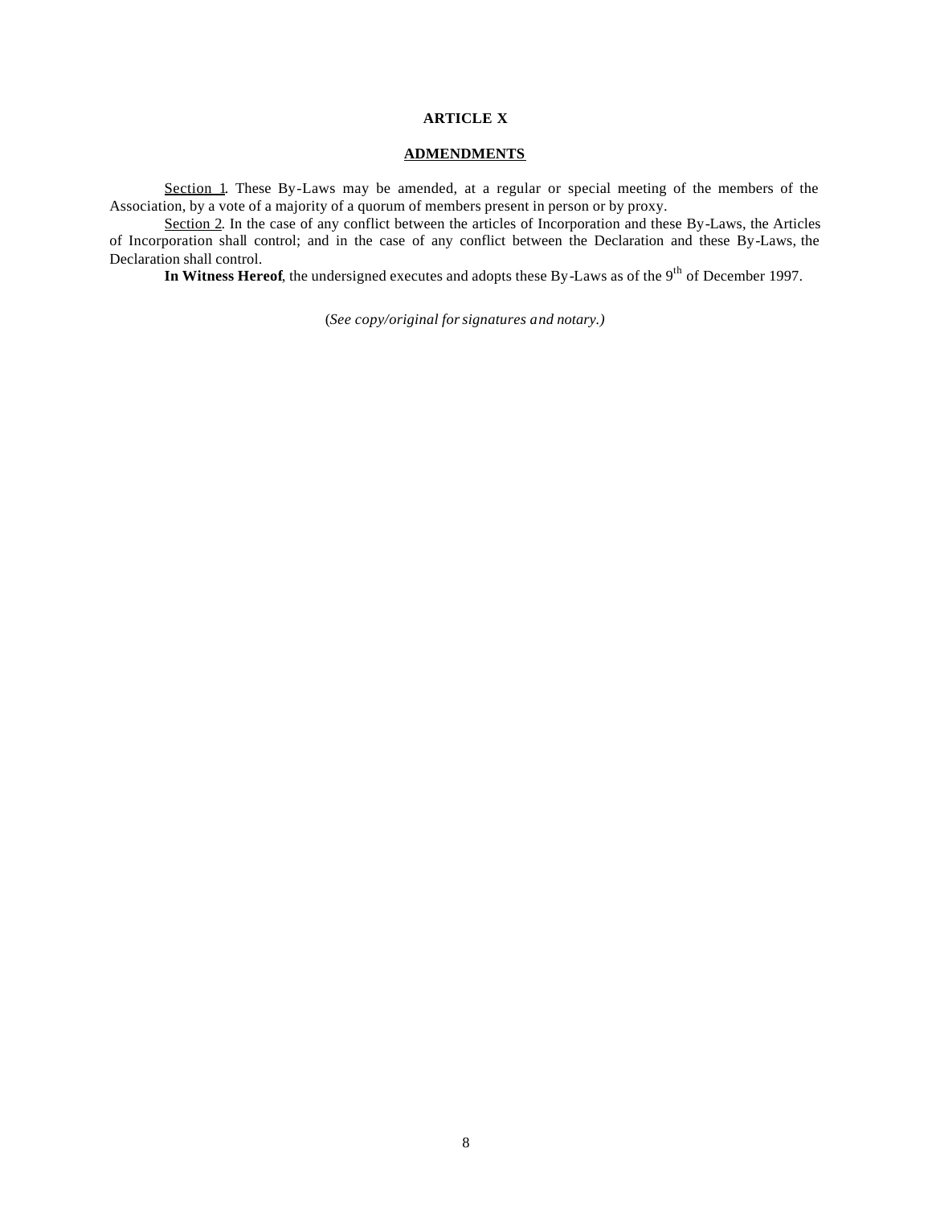## ARTICLE X

## ADMENDMENTS

Section 1. These By-Laws may be amended, at a regular or special meeting of the members of the Association, by a vote of a majority of a quorum of members present in person or by proxy.

Section 2. In the case of any conflict between the articles of Incorporation and these By-Laws, the Articles of Incorporation shall control; and in the case of any conflict between the Declaration and these By-Laws, the Declaration shall control.

**In Witness Hereof**, the undersigned executes and adopts these By-Laws as of the 9th of December 1997.

(*See copy/original for signatures and notary.)*